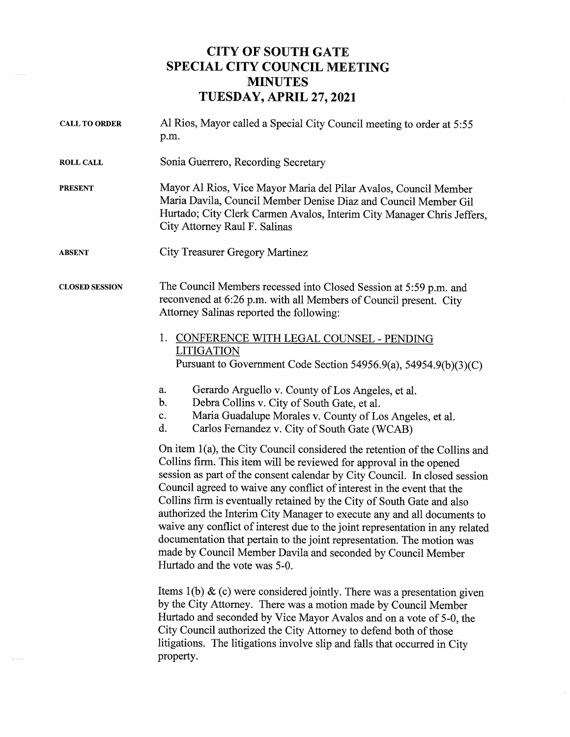# CITY OF SOUTH GATE
# SPECIAL CITY COUNCIL MEETING
# MINUTES
# TUESDAY, APRIL 27, 2021

**CALL TO ORDER**

Al Rios, Mayor called a Special City Council meeting to order at 5:55 p.m.

**ROLL CALL**

Sonia Guerrero, Recording Secretary

**PRESENT**

Mayor Al Rios, Vice Mayor Maria del Pilar Avalos, Council Member Maria Davila, Council Member Denise Diaz and Council Member Gil Hurtado; City Clerk Carmen Avalos, Interim City Manager Chris Jeffers, City Attorney Raul F. Salinas

**ABSENT**

City Treasurer Gregory Martinez

**CLOSED SESSION**

The Council Members recessed into Closed Session at 5:59 p.m. and reconvened at 6:26 p.m. with all Members of Council present. City Attorney Salinas reported the following:

1. <u>CONFERENCE WITH LEGAL COUNSEL - PENDING LITIGATION</u>
   Pursuant to Government Code Section 54956.9(a), 54954.9(b)(3)(C)

   a. Gerardo Arguello v. County of Los Angeles, et al.
   b. Debra Collins v. City of South Gate, et al.
   c. Maria Guadalupe Morales v. County of Los Angeles, et al.
   d. Carlos Fernandez v. City of South Gate (WCAB)

On item 1(a), the City Council considered the retention of the Collins and Collins firm. This item will be reviewed for approval in the opened session as part of the consent calendar by City Council. In closed session Council agreed to waive any conflict of interest in the event that the Collins firm is eventually retained by the City of South Gate and also authorized the Interim City Manager to execute any and all documents to waive any conflict of interest due to the joint representation in any related documentation that pertain to the joint representation. The motion was made by Council Member Davila and seconded by Council Member Hurtado and the vote was 5-0.

Items 1(b) & (c) were considered jointly. There was a presentation given by the City Attorney. There was a motion made by Council Member Hurtado and seconded by Vice Mayor Avalos and on a vote of 5-0, the City Council authorized the City Attorney to defend both of those litigations. The litigations involve slip and falls that occurred in City property.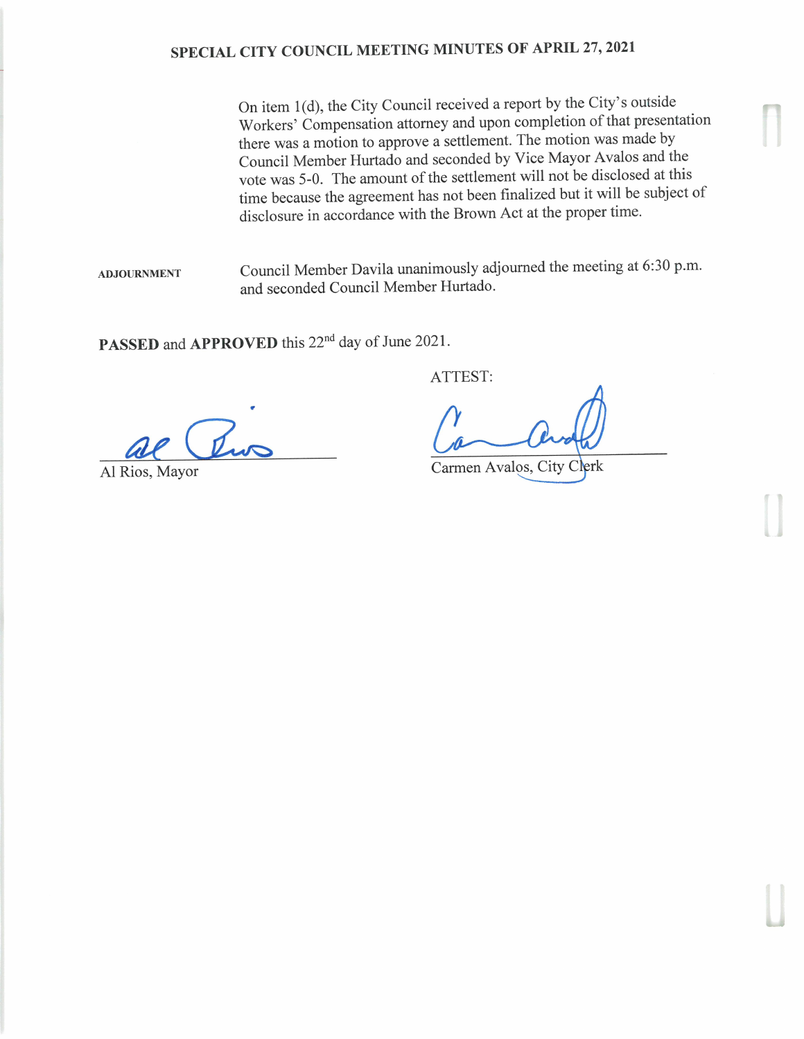## SPECIAL CITY COUNCIL MEETING MINUTES OF APRIL 27, 2021

On item 1(d), the City Council received a report by the City's outside Workers' Compensation attorney and upon completion of that presentation there was a motion to approve a settlement. The motion was made by Council Member Hurtado and seconded by Vice Mayor Avalos and the vote was 5-0. The amount of the settlement will not be disclosed at this time because the agreement has not been finalized but it will be subject of disclosure in accordance with the Brown Act at the proper time.

**ADJOURNMENT** Council Member Davila unanimously adjourned the meeting at 6:30 p.m. and seconded Council Member Hurtado.

**PASSED** and **APPROVED** this 22nd day of June 2021.

ATTEST:

Al Rios, Mayor

Carmen Avalos, City Clerk